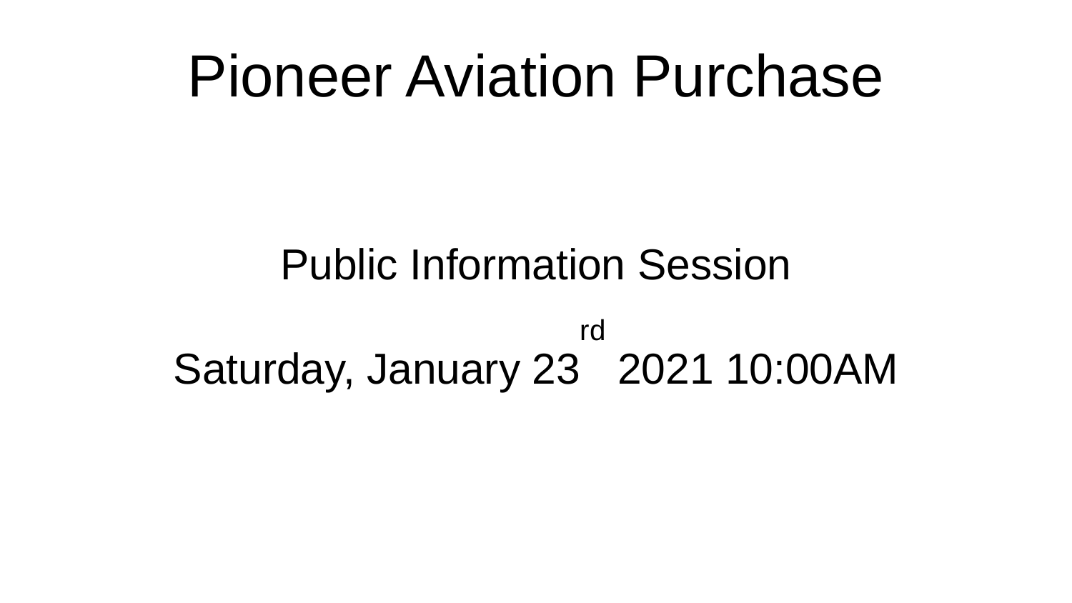# Pioneer Aviation Purchase

Public Information Session

Saturday, January 23rd 2021 10:00AM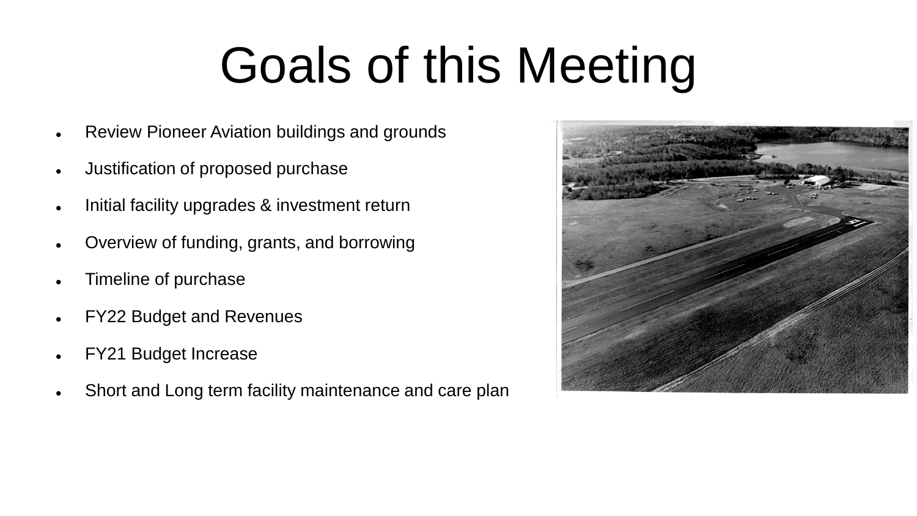# Goals of this Meeting

- Review Pioneer Aviation buildings and grounds
- Justification of proposed purchase
- Initial facility upgrades & investment return
- Overview of funding, grants, and borrowing
- Timeline of purchase
- FY22 Budget and Revenues
- FY21 Budget Increase
- Short and Long term facility maintenance and care plan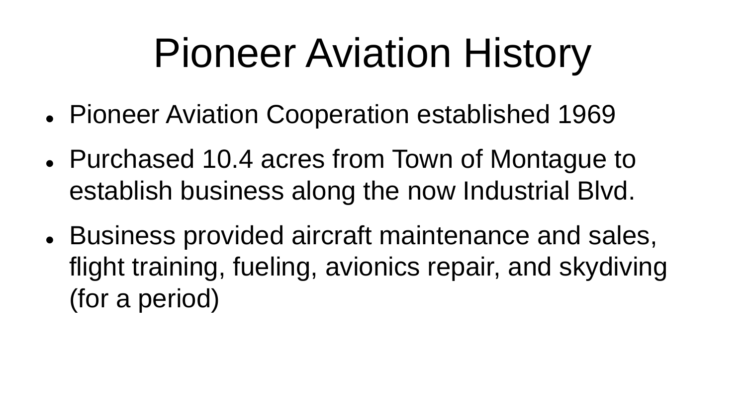# Pioneer Aviation History

- Pioneer Aviation Cooperation established 1969
- Purchased 10.4 acres from Town of Montague to establish business along the now Industrial Blvd.
- Business provided aircraft maintenance and sales, flight training, fueling, avionics repair, and skydiving (for a period)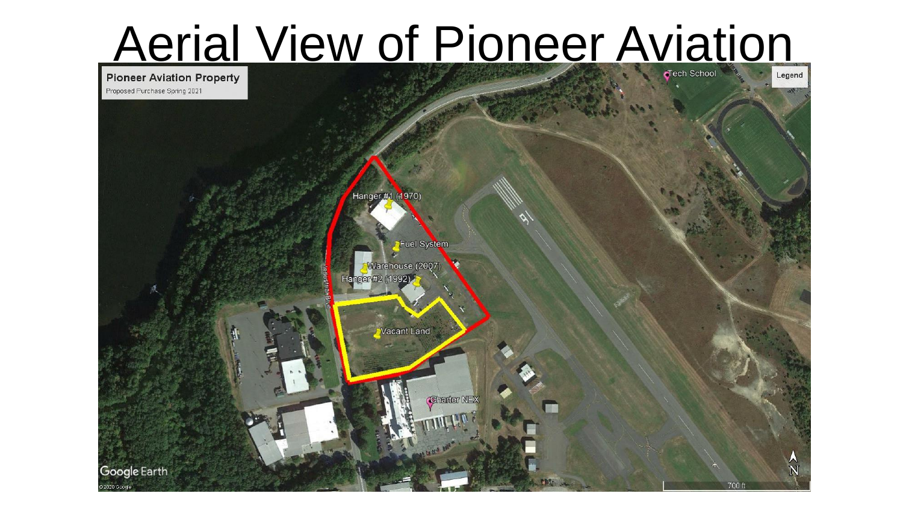# Aerial View of Pioneer Aviation

**Pioneer Aviation Property**

Proposed Purchase Spring 2021

Legend

Hanger #1 (1970)

Fuel System

Warehouse (2007)

Hanger #2 (1992)

Vacant Land

Charter NEX

Tech School

Industrial Blvd

Google Earth

©2020 Google

700 ft

N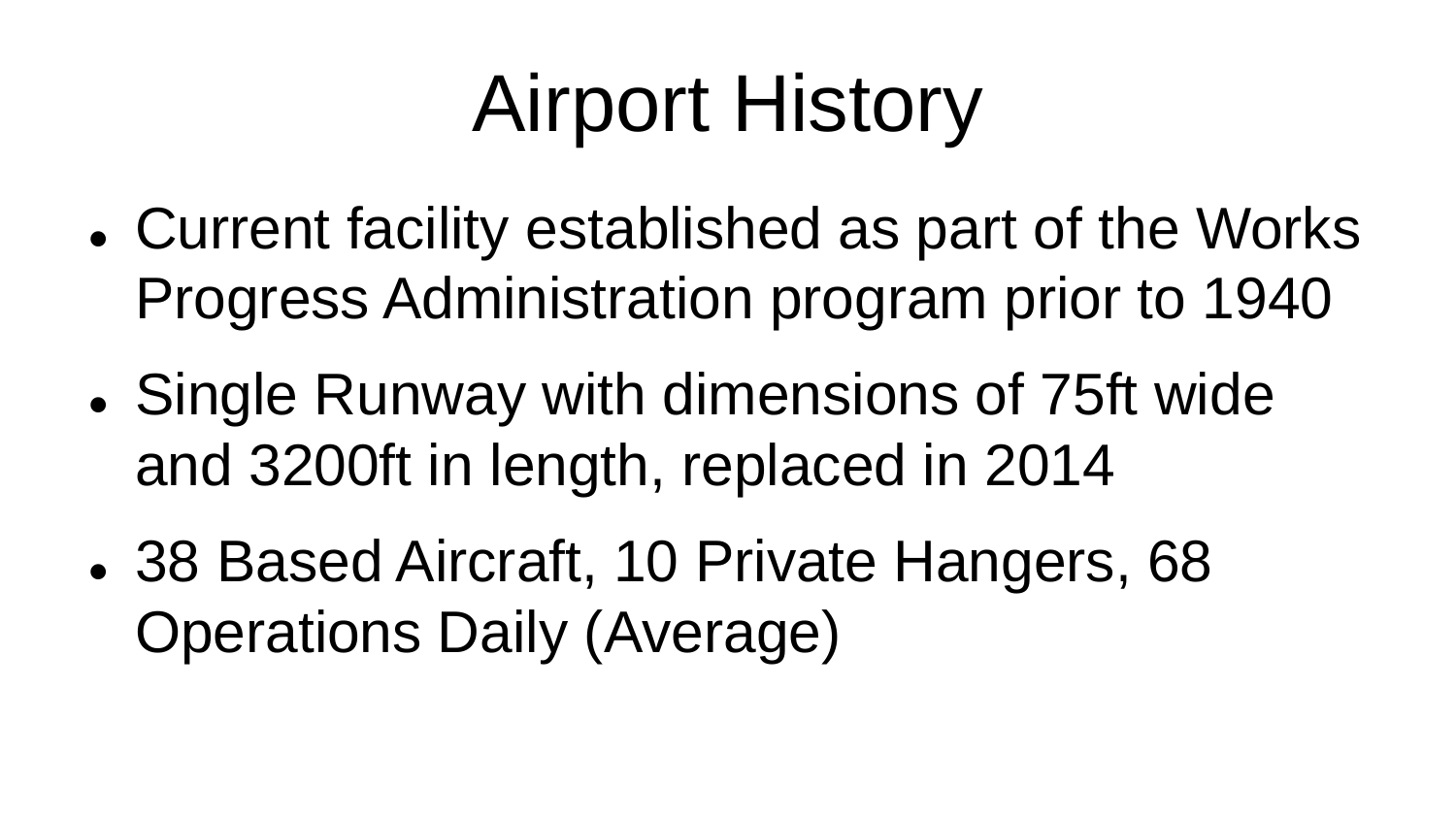# Airport History

- Current facility established as part of the Works Progress Administration program prior to 1940
- Single Runway with dimensions of 75ft wide and 3200ft in length, replaced in 2014
- 38 Based Aircraft, 10 Private Hangers, 68 Operations Daily (Average)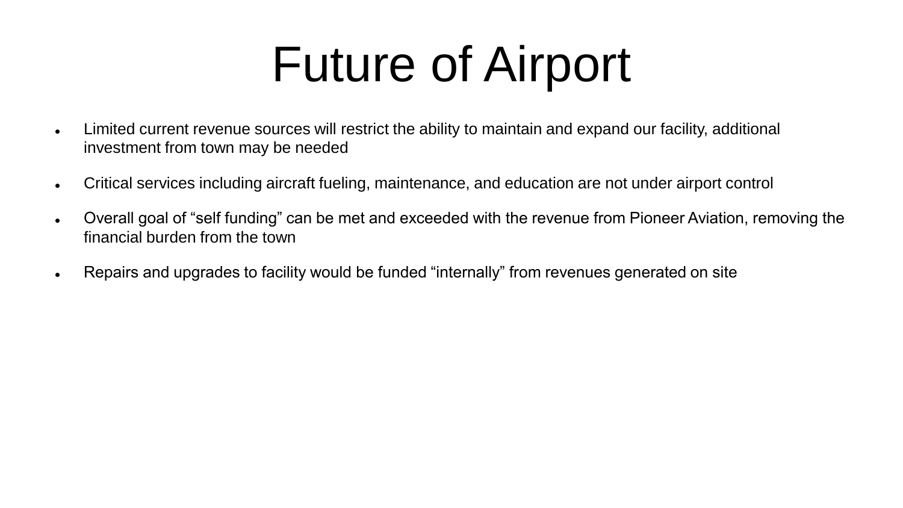# Future of Airport

- Limited current revenue sources will restrict the ability to maintain and expand our facility, additional investment from town may be needed
- Critical services including aircraft fueling, maintenance, and education are not under airport control
- Overall goal of "self funding" can be met and exceeded with the revenue from Pioneer Aviation, removing the financial burden from the town
- Repairs and upgrades to facility would be funded "internally" from revenues generated on site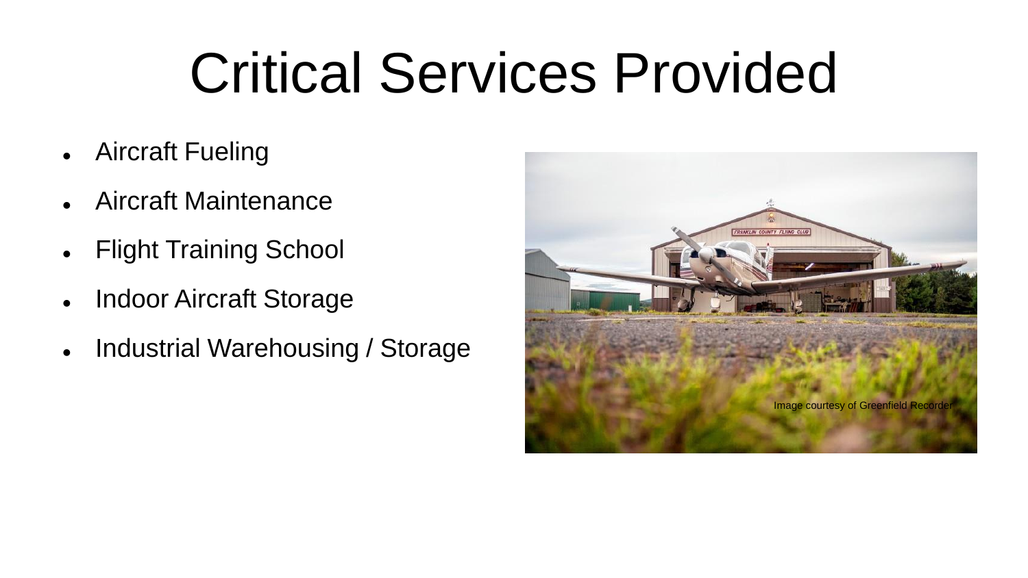# Critical Services Provided

- Aircraft Fueling
- Aircraft Maintenance
- Flight Training School
- Indoor Aircraft Storage
- Industrial Warehousing / Storage

Image courtesy of Greenfield Recorder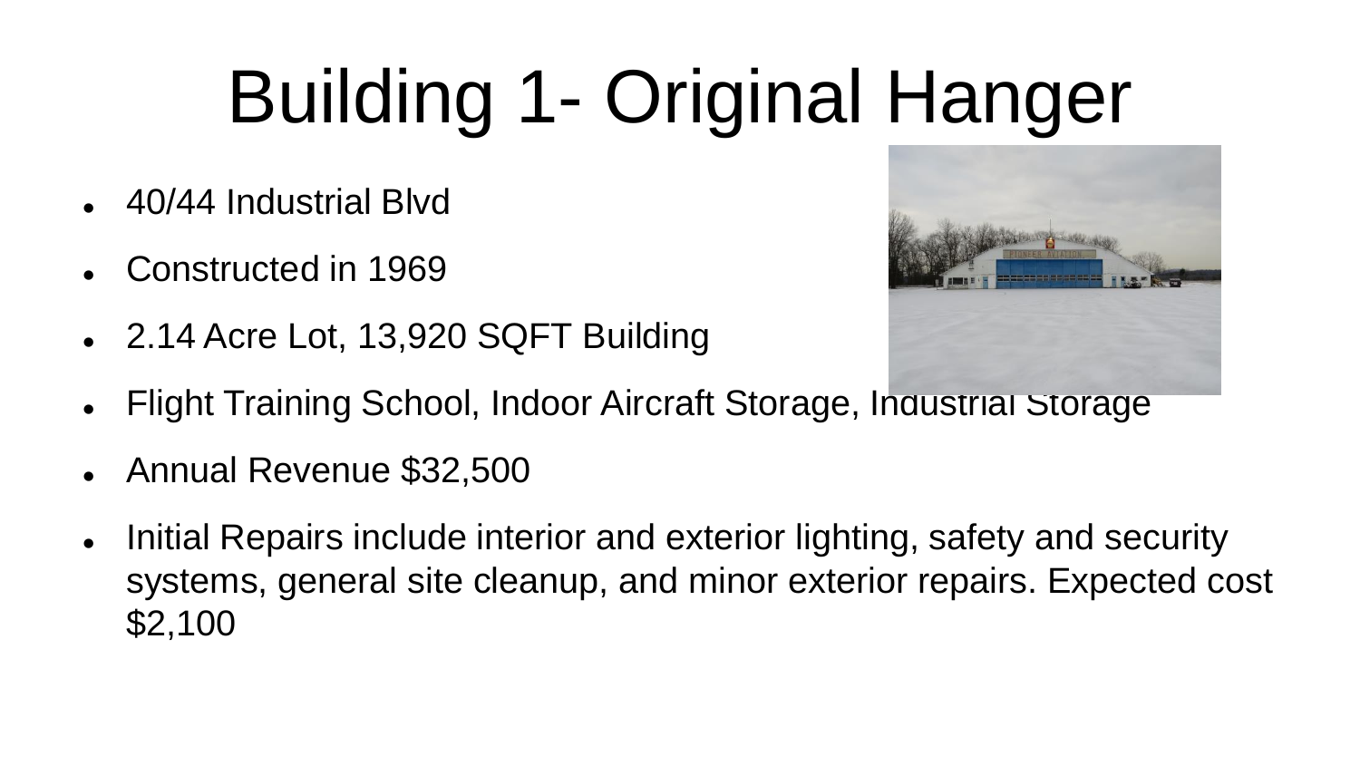# Building 1- Original Hanger

- 40/44 Industrial Blvd
- Constructed in 1969
- 2.14 Acre Lot, 13,920 SQFT Building
- Flight Training School, Indoor Aircraft Storage, Industrial Storage
- Annual Revenue $32,500
- Initial Repairs include interior and exterior lighting, safety and security systems, general site cleanup, and minor exterior repairs. Expected cost $2,100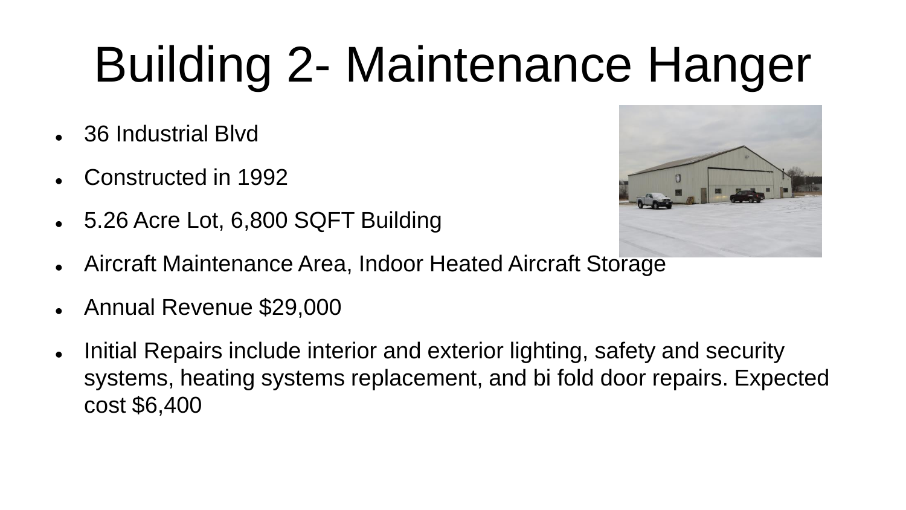# Building 2- Maintenance Hanger

- 36 Industrial Blvd
- Constructed in 1992
- 5.26 Acre Lot, 6,800 SQFT Building
- Aircraft Maintenance Area, Indoor Heated Aircraft Storage
- Annual Revenue $29,000
- Initial Repairs include interior and exterior lighting, safety and security systems, heating systems replacement, and bi fold door repairs. Expected cost $6,400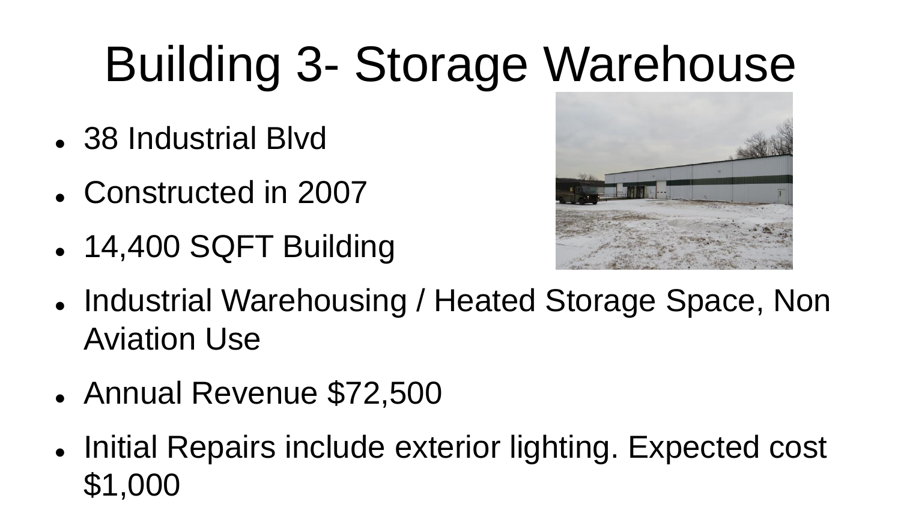# Building 3- Storage Warehouse

- 38 Industrial Blvd
- Constructed in 2007
- 14,400 SQFT Building
- Industrial Warehousing / Heated Storage Space, Non Aviation Use
- Annual Revenue $72,500
- Initial Repairs include exterior lighting. Expected cost $1,000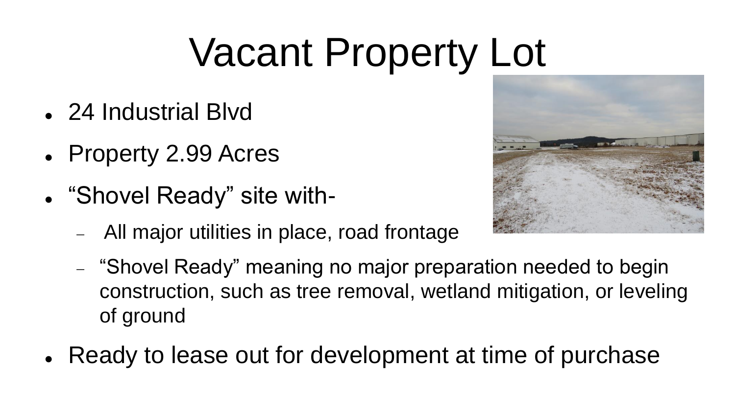# Vacant Property Lot

- 24 Industrial Blvd
- Property 2.99 Acres
- “Shovel Ready” site with-
  - All major utilities in place, road frontage
  - “Shovel Ready” meaning no major preparation needed to begin construction, such as tree removal, wetland mitigation, or leveling of ground
- Ready to lease out for development at time of purchase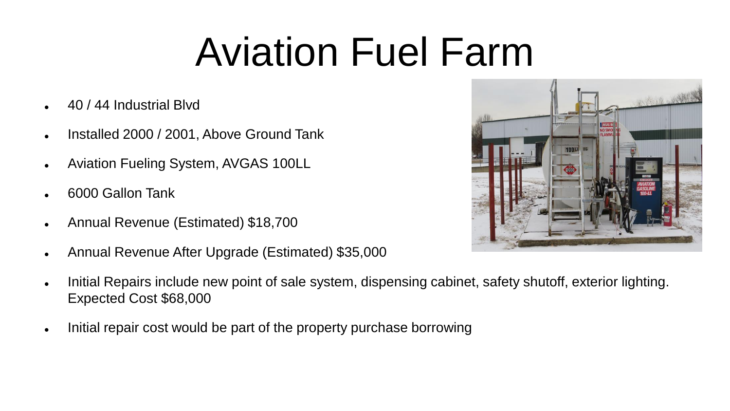# Aviation Fuel Farm

- 40 / 44 Industrial Blvd
- Installed 2000 / 2001, Above Ground Tank
- Aviation Fueling System, AVGAS 100LL
- 6000 Gallon Tank
- Annual Revenue (Estimated) $18,700
- Annual Revenue After Upgrade (Estimated) $35,000
- Initial Repairs include new point of sale system, dispensing cabinet, safety shutoff, exterior lighting. Expected Cost $68,000
- Initial repair cost would be part of the property purchase borrowing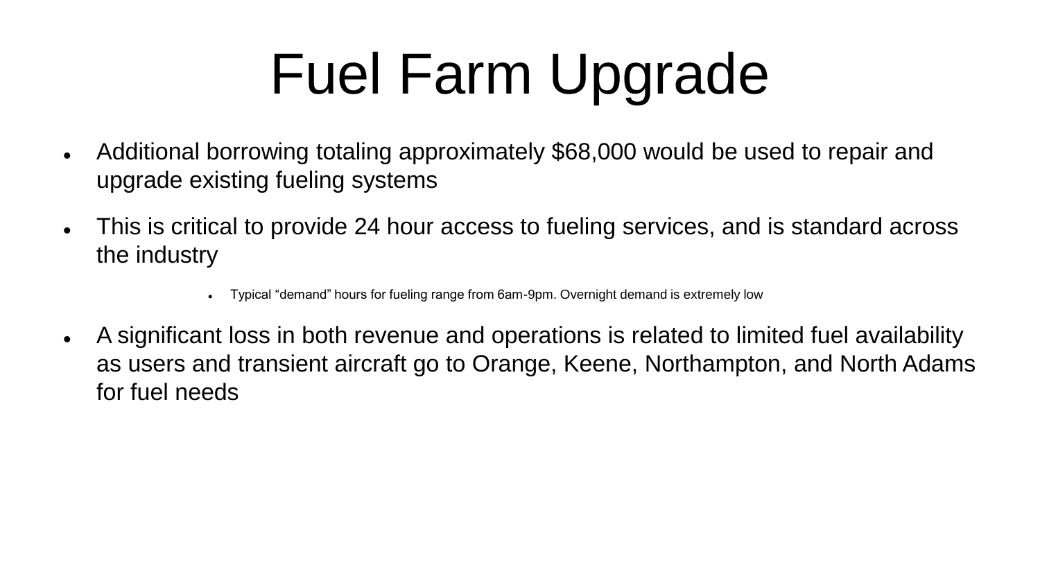# Fuel Farm Upgrade

- Additional borrowing totaling approximately $68,000 would be used to repair and upgrade existing fueling systems
- This is critical to provide 24 hour access to fueling services, and is standard across the industry
    - Typical "demand" hours for fueling range from 6am-9pm. Overnight demand is extremely low
- A significant loss in both revenue and operations is related to limited fuel availability as users and transient aircraft go to Orange, Keene, Northampton, and North Adams for fuel needs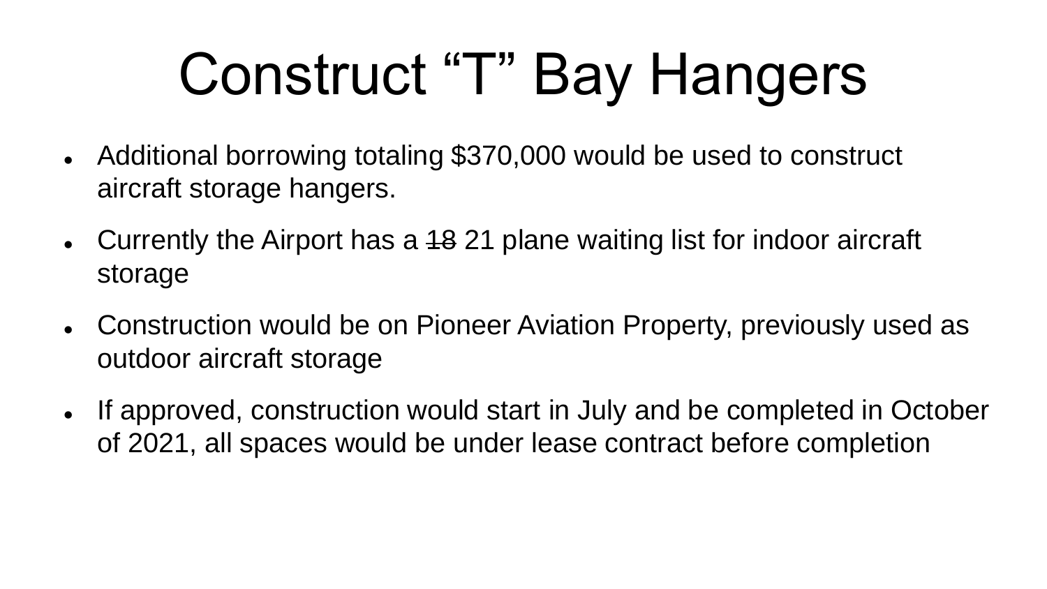# Construct “T” Bay Hangers

- Additional borrowing totaling $370,000 would be used to construct aircraft storage hangers.
- Currently the Airport has a ~~18~~ 21 plane waiting list for indoor aircraft storage
- Construction would be on Pioneer Aviation Property, previously used as outdoor aircraft storage
- If approved, construction would start in July and be completed in October of 2021, all spaces would be under lease contract before completion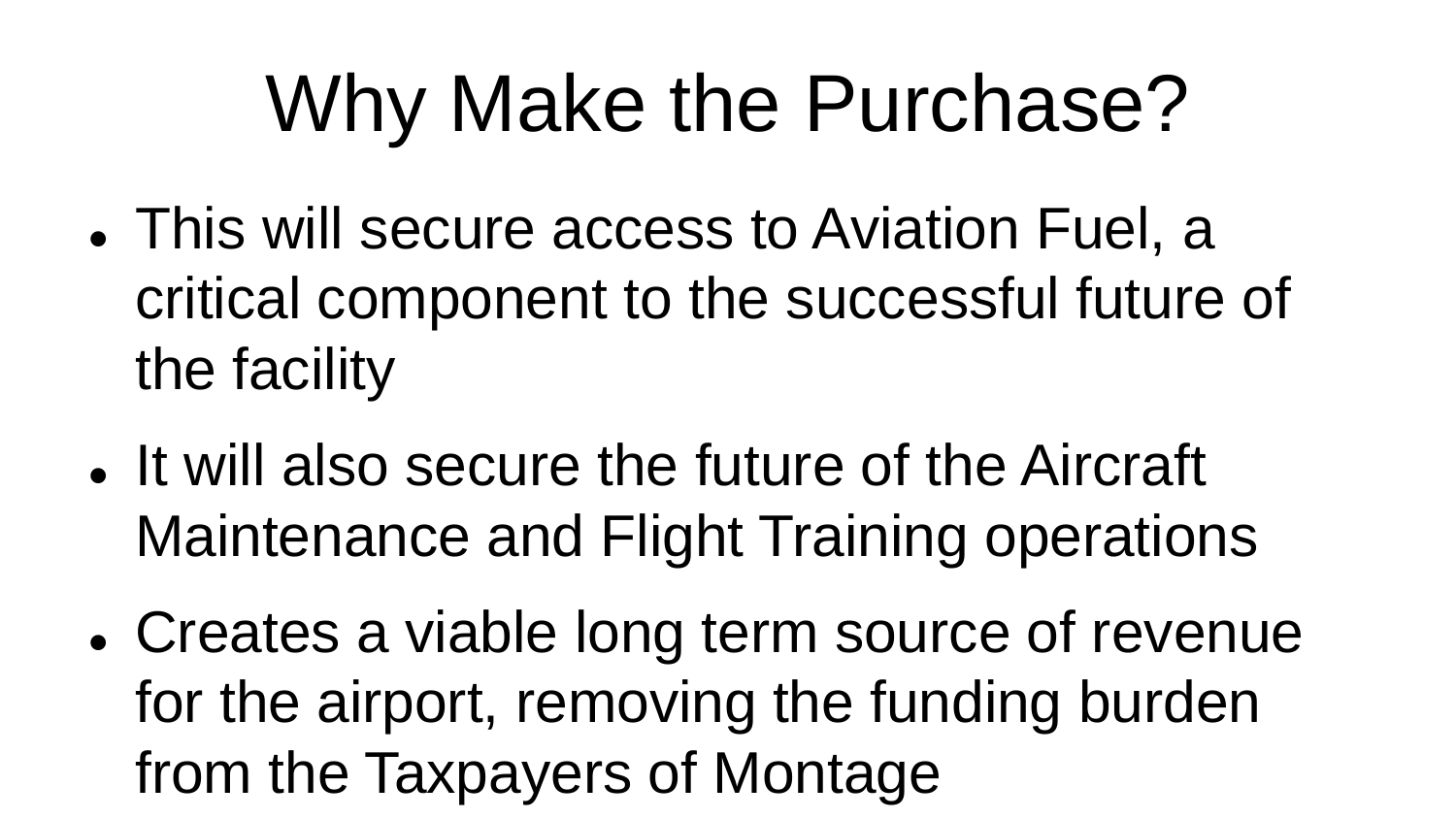# Why Make the Purchase?

- This will secure access to Aviation Fuel, a critical component to the successful future of the facility
- It will also secure the future of the Aircraft Maintenance and Flight Training operations
- Creates a viable long term source of revenue for the airport, removing the funding burden from the Taxpayers of Montage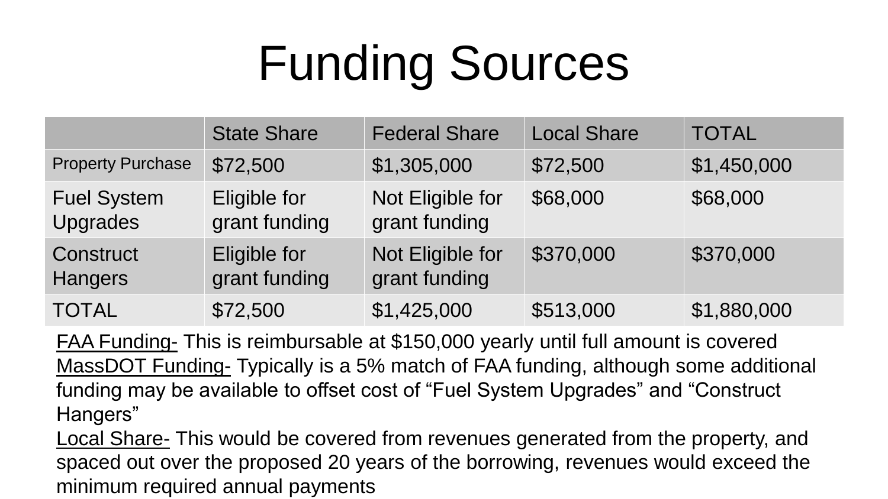# Funding Sources

| | State Share | Federal Share | Local Share | TOTAL |
|---|---|---|---|---|
| Property Purchase | $72,500 | $1,305,000 | $72,500 | $1,450,000 |
| Fuel System Upgrades | Eligible for grant funding | Not Eligible for grant funding | $68,000 | $68,000 |
| Construct Hangers | Eligible for grant funding | Not Eligible for grant funding | $370,000 | $370,000 |
| TOTAL | $72,500 | $1,425,000 | $513,000 | $1,880,000 |

FAA Funding- This is reimbursable at $150,000 yearly until full amount is covered

MassDOT Funding- Typically is a 5% match of FAA funding, although some additional funding may be available to offset cost of "Fuel System Upgrades" and "Construct Hangers"

Local Share- This would be covered from revenues generated from the property, and spaced out over the proposed 20 years of the borrowing, revenues would exceed the minimum required annual payments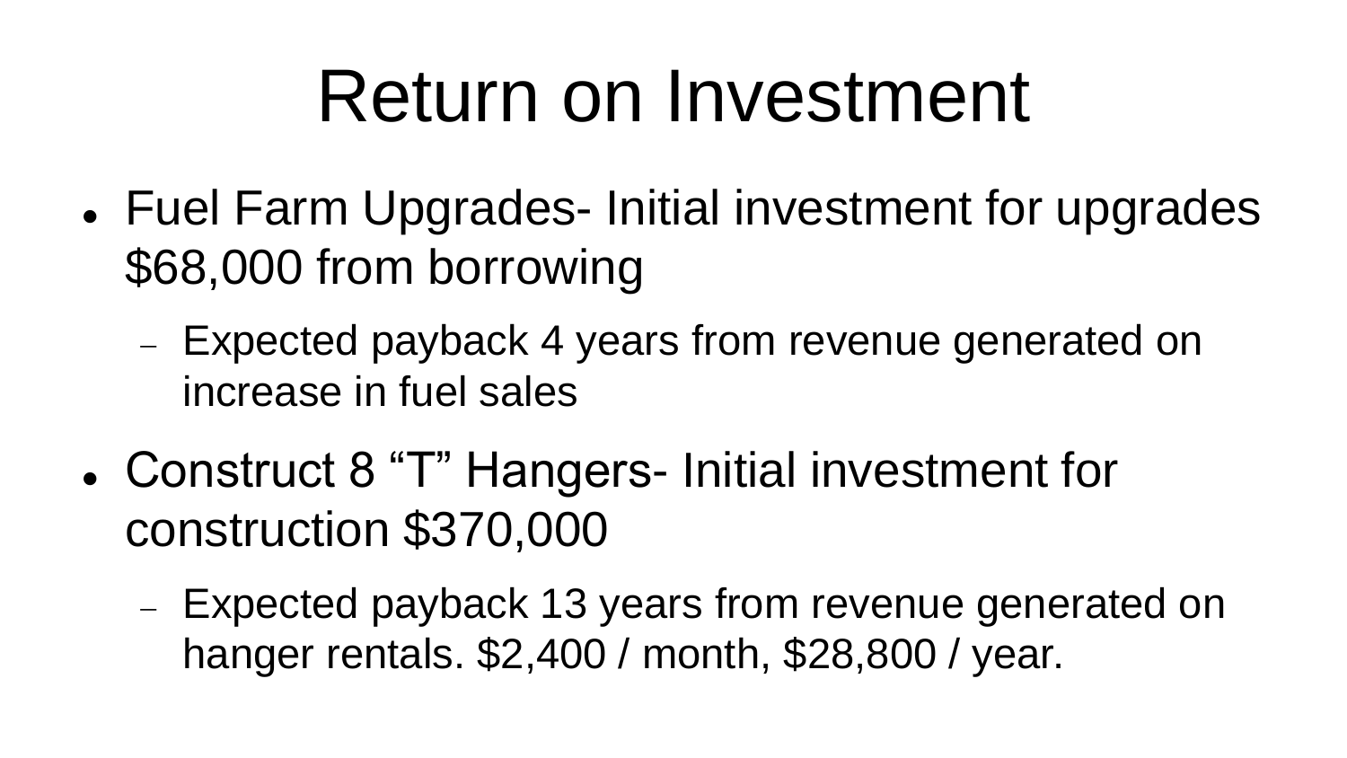# Return on Investment

- Fuel Farm Upgrades- Initial investment for upgrades $68,000 from borrowing
  - Expected payback 4 years from revenue generated on increase in fuel sales
- Construct 8 “T” Hangers- Initial investment for construction $370,000
  - Expected payback 13 years from revenue generated on hanger rentals. $2,400 / month, $28,800 / year.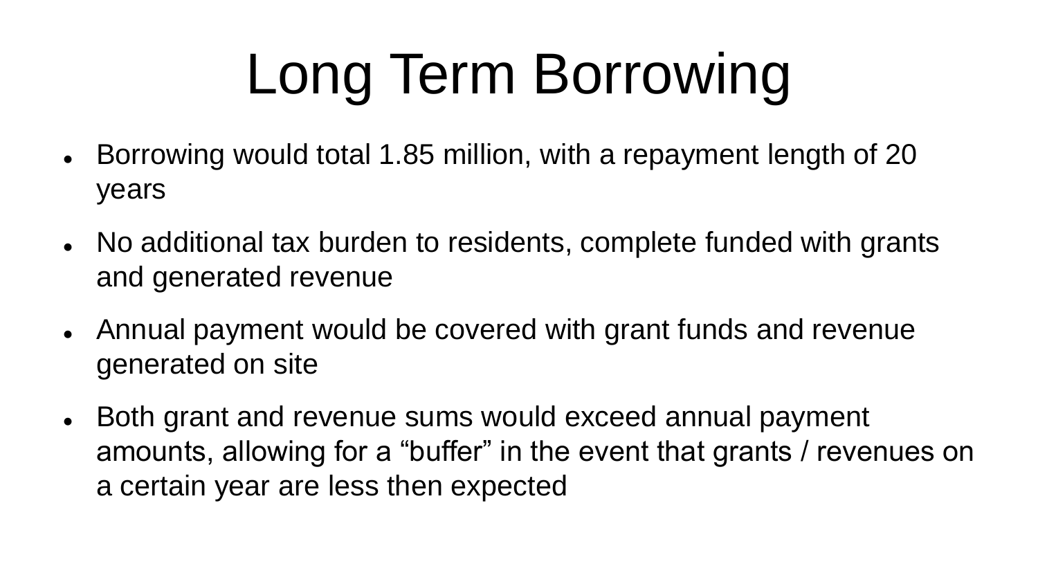# Long Term Borrowing

- Borrowing would total 1.85 million, with a repayment length of 20 years
- No additional tax burden to residents, complete funded with grants and generated revenue
- Annual payment would be covered with grant funds and revenue generated on site
- Both grant and revenue sums would exceed annual payment amounts, allowing for a “buffer” in the event that grants / revenues on a certain year are less then expected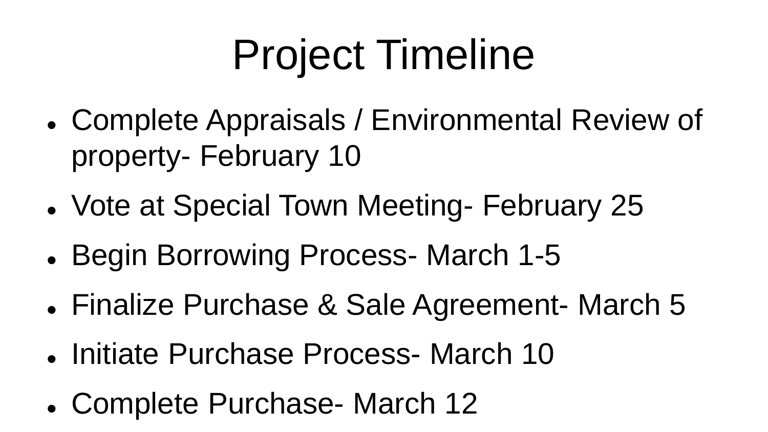# Project Timeline

- Complete Appraisals / Environmental Review of property- February 10
- Vote at Special Town Meeting- February 25
- Begin Borrowing Process- March 1-5
- Finalize Purchase & Sale Agreement- March 5
- Initiate Purchase Process- March 10
- Complete Purchase- March 12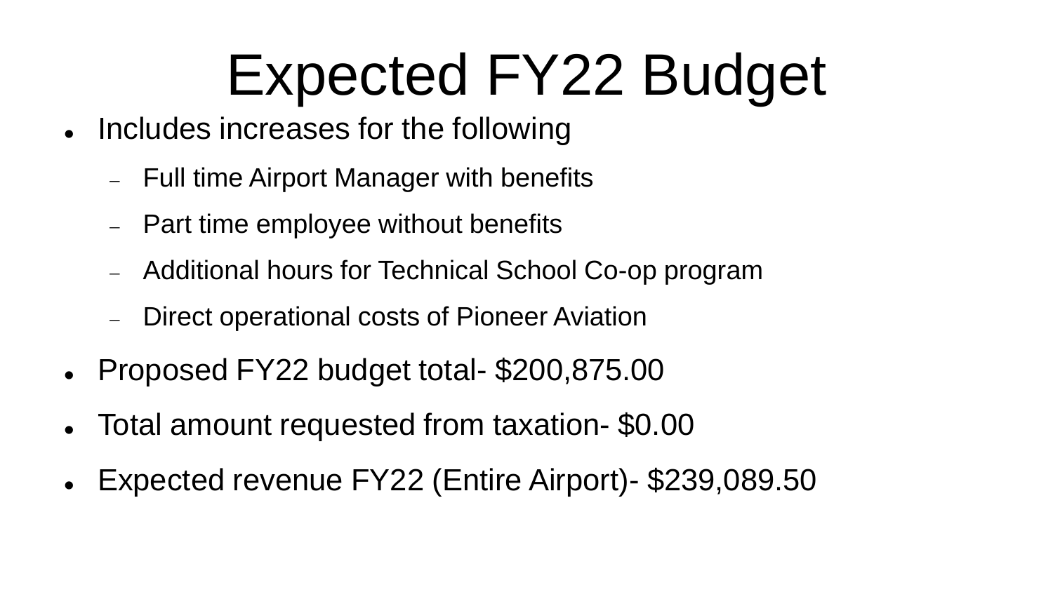# Expected FY22 Budget

- Includes increases for the following
  - Full time Airport Manager with benefits
  - Part time employee without benefits
  - Additional hours for Technical School Co-op program
  - Direct operational costs of Pioneer Aviation
- Proposed FY22 budget total- $200,875.00
- Total amount requested from taxation- $0.00
- Expected revenue FY22 (Entire Airport)- $239,089.50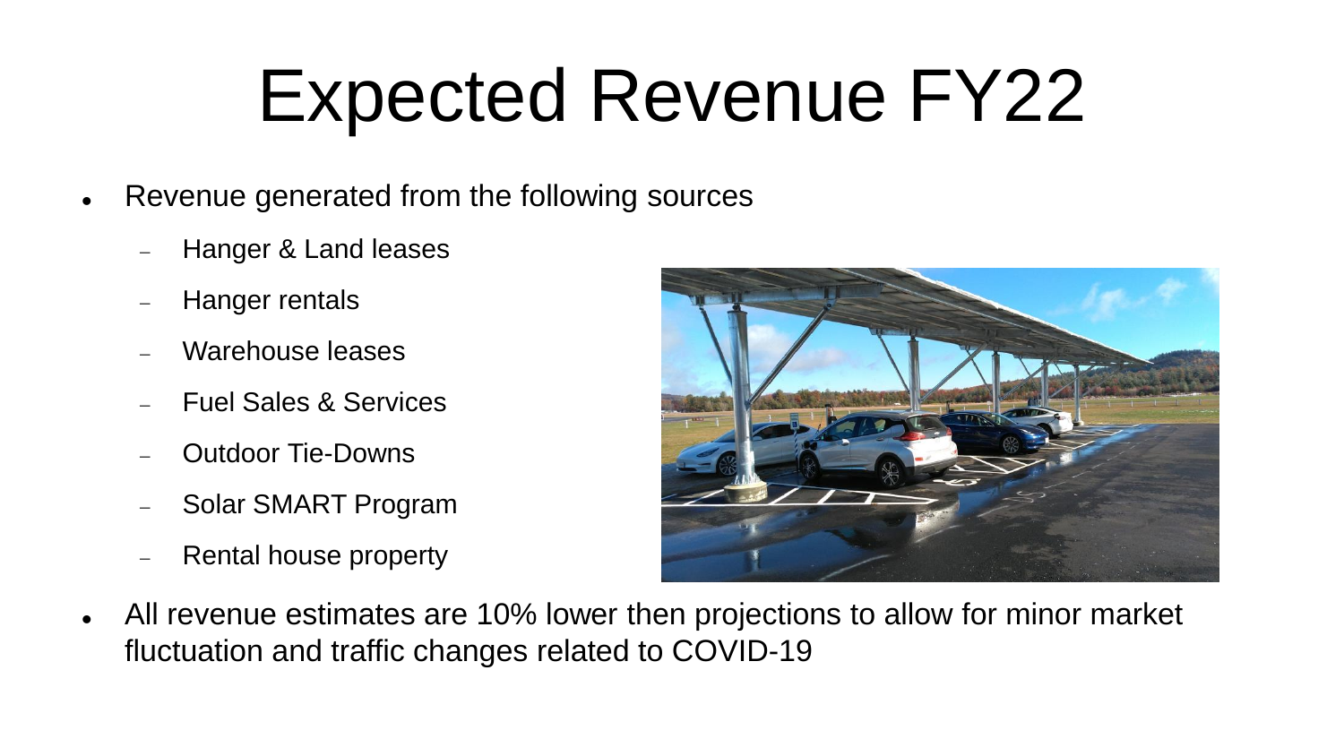# Expected Revenue FY22

- Revenue generated from the following sources
  - Hanger & Land leases
  - Hanger rentals
  - Warehouse leases
  - Fuel Sales & Services
  - Outdoor Tie-Downs
  - Solar SMART Program
  - Rental house property
- All revenue estimates are 10% lower then projections to allow for minor market fluctuation and traffic changes related to COVID-19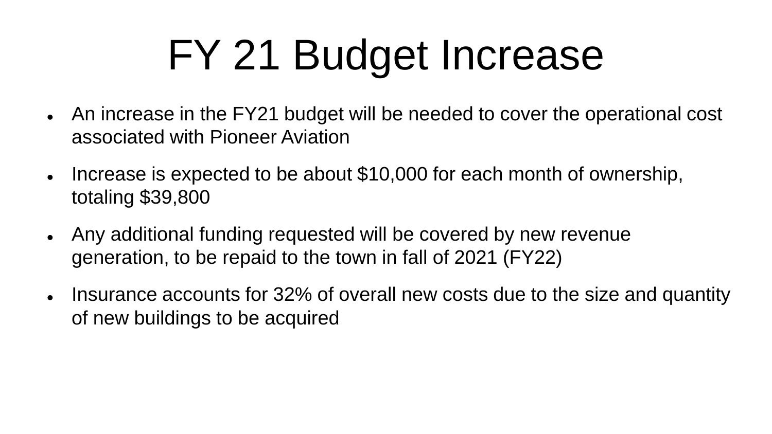# FY 21 Budget Increase

- An increase in the FY21 budget will be needed to cover the operational cost associated with Pioneer Aviation
- Increase is expected to be about $10,000 for each month of ownership, totaling $39,800
- Any additional funding requested will be covered by new revenue generation, to be repaid to the town in fall of 2021 (FY22)
- Insurance accounts for 32% of overall new costs due to the size and quantity of new buildings to be acquired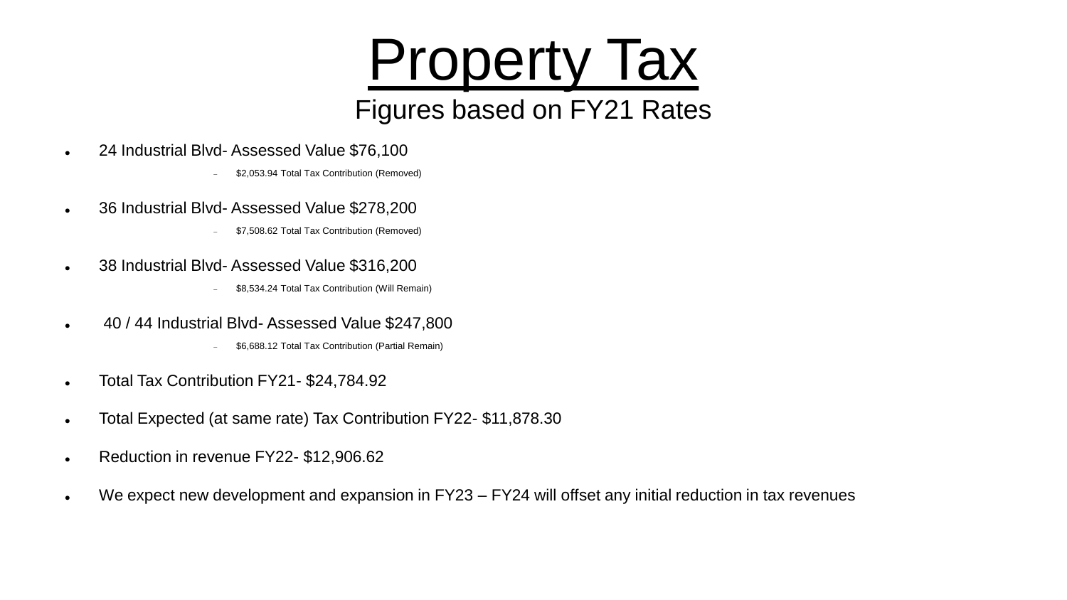# Property Tax

## Figures based on FY21 Rates

- 24 Industrial Blvd- Assessed Value $76,100
  - $2,053.94 Total Tax Contribution (Removed)
- 36 Industrial Blvd- Assessed Value $278,200
  - $7,508.62 Total Tax Contribution (Removed)
- 38 Industrial Blvd- Assessed Value $316,200
  - $8,534.24 Total Tax Contribution (Will Remain)
- 40 / 44 Industrial Blvd- Assessed Value $247,800
  - $6,688.12 Total Tax Contribution (Partial Remain)
- Total Tax Contribution FY21- $24,784.92
- Total Expected (at same rate) Tax Contribution FY22- $11,878.30
- Reduction in revenue FY22- $12,906.62
- We expect new development and expansion in FY23 – FY24 will offset any initial reduction in tax revenues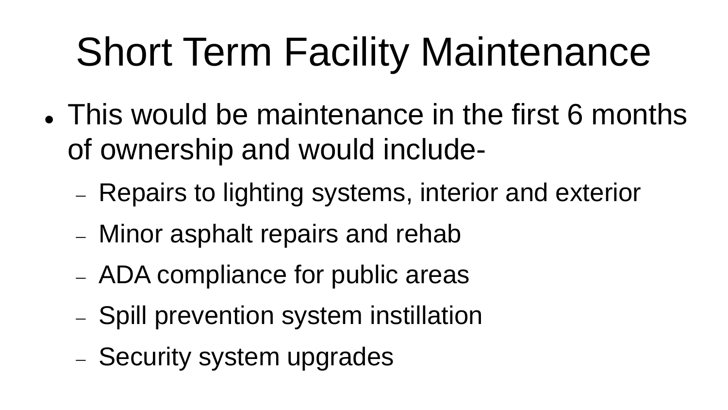# Short Term Facility Maintenance

- This would be maintenance in the first 6 months of ownership and would include-
  - Repairs to lighting systems, interior and exterior
  - Minor asphalt repairs and rehab
  - ADA compliance for public areas
  - Spill prevention system instillation
  - Security system upgrades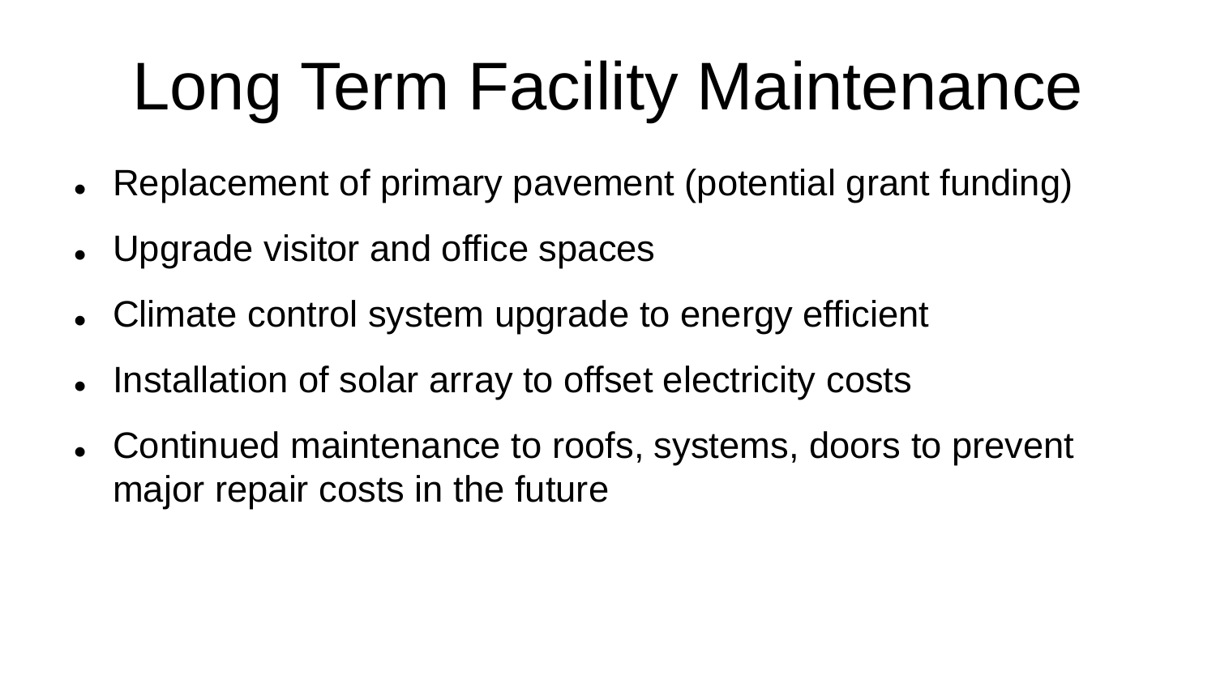# Long Term Facility Maintenance

- Replacement of primary pavement (potential grant funding)
- Upgrade visitor and office spaces
- Climate control system upgrade to energy efficient
- Installation of solar array to offset electricity costs
- Continued maintenance to roofs, systems, doors to prevent major repair costs in the future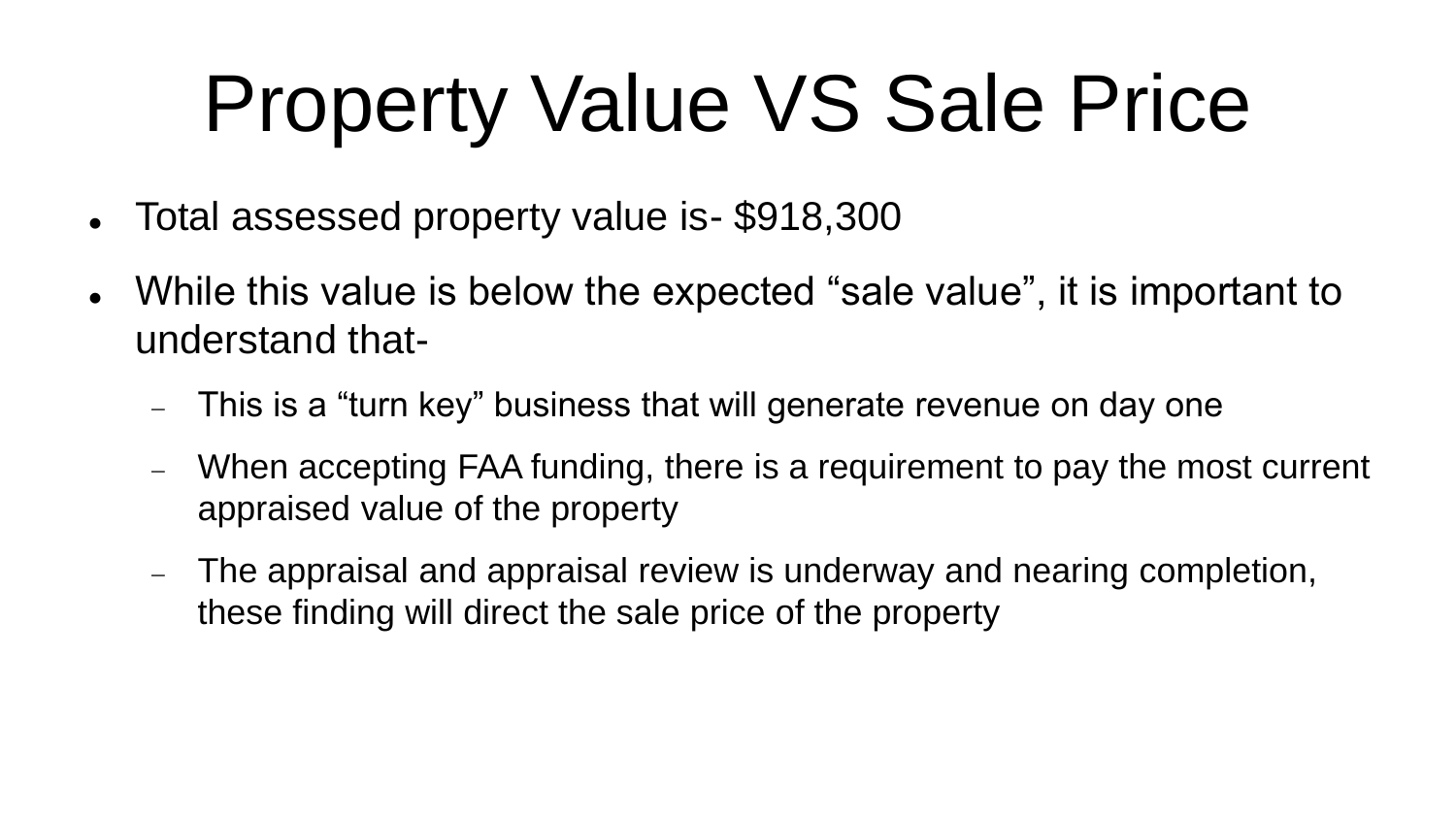# Property Value VS Sale Price

- Total assessed property value is- $918,300
- While this value is below the expected "sale value", it is important to understand that-
  - This is a "turn key" business that will generate revenue on day one
  - When accepting FAA funding, there is a requirement to pay the most current appraised value of the property
  - The appraisal and appraisal review is underway and nearing completion, these finding will direct the sale price of the property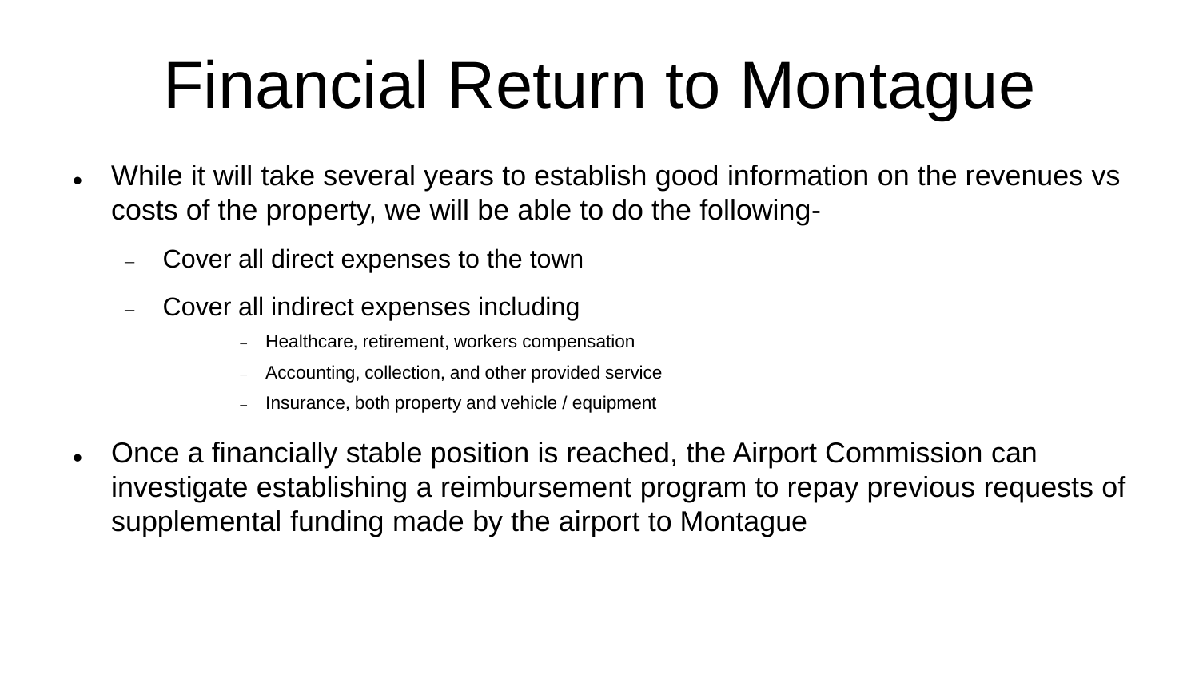# Financial Return to Montague

- While it will take several years to establish good information on the revenues vs costs of the property, we will be able to do the following-
  - Cover all direct expenses to the town
  - Cover all indirect expenses including
    - Healthcare, retirement, workers compensation
    - Accounting, collection, and other provided service
    - Insurance, both property and vehicle / equipment
- Once a financially stable position is reached, the Airport Commission can investigate establishing a reimbursement program to repay previous requests of supplemental funding made by the airport to Montague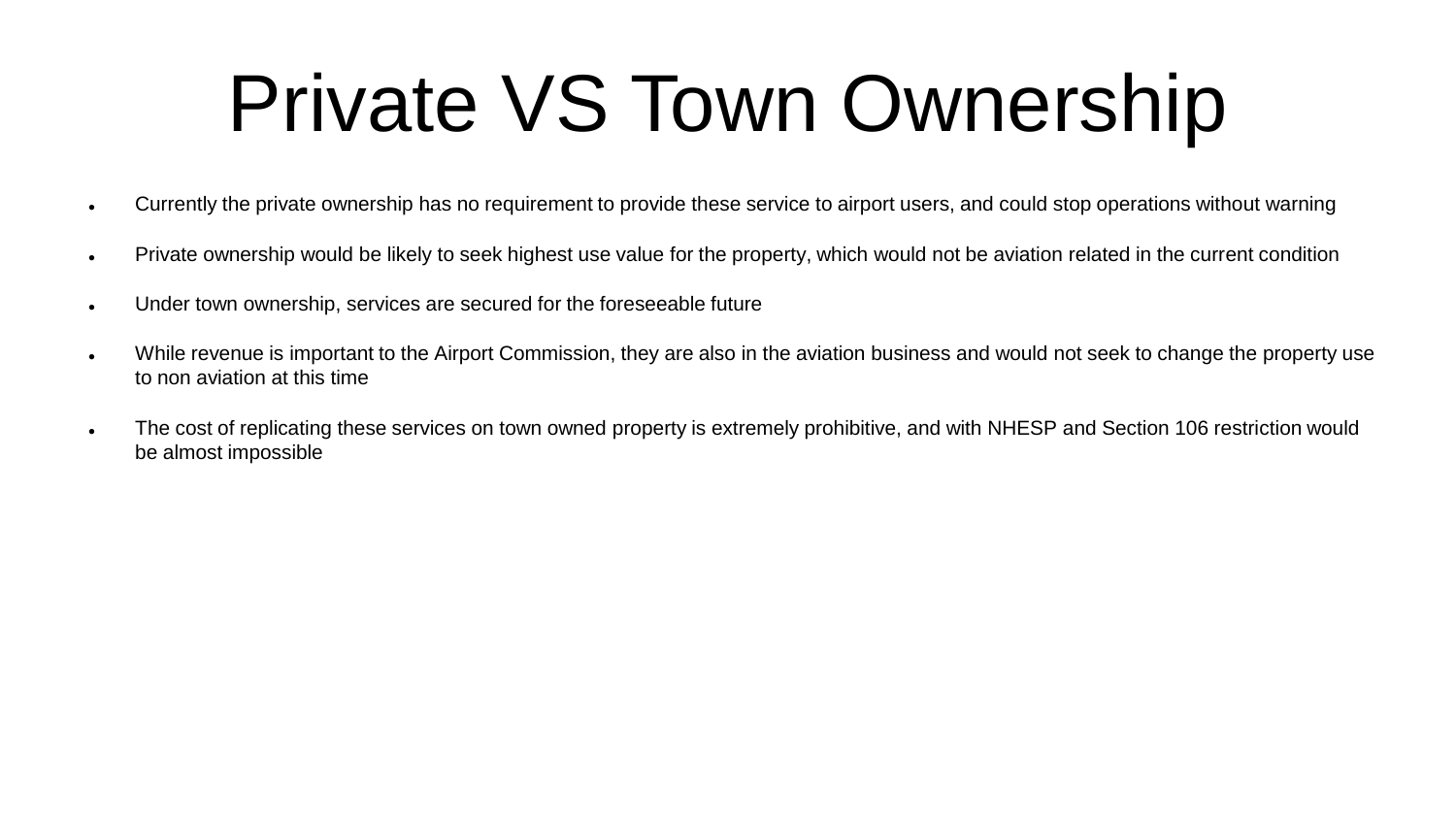# Private VS Town Ownership

- Currently the private ownership has no requirement to provide these service to airport users, and could stop operations without warning
- Private ownership would be likely to seek highest use value for the property, which would not be aviation related in the current condition
- Under town ownership, services are secured for the foreseeable future
- While revenue is important to the Airport Commission, they are also in the aviation business and would not seek to change the property use to non aviation at this time
- The cost of replicating these services on town owned property is extremely prohibitive, and with NHESP and Section 106 restriction would be almost impossible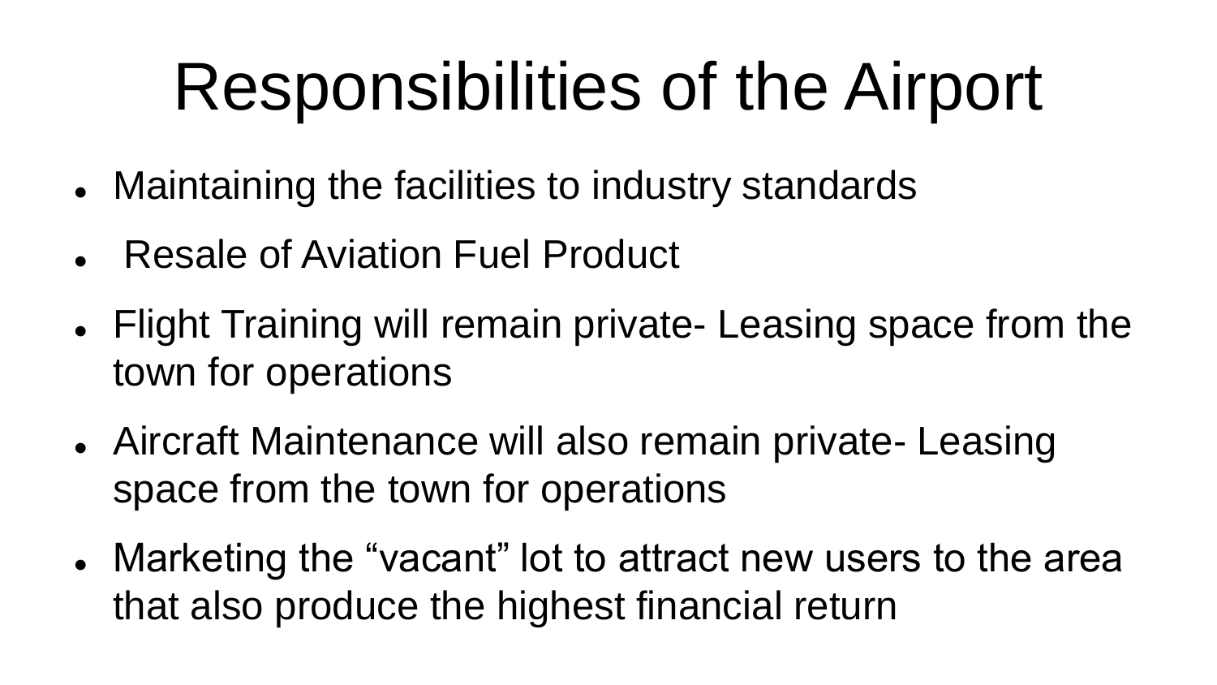# Responsibilities of the Airport

- Maintaining the facilities to industry standards
- Resale of Aviation Fuel Product
- Flight Training will remain private- Leasing space from the town for operations
- Aircraft Maintenance will also remain private- Leasing space from the town for operations
- Marketing the “vacant” lot to attract new users to the area that also produce the highest financial return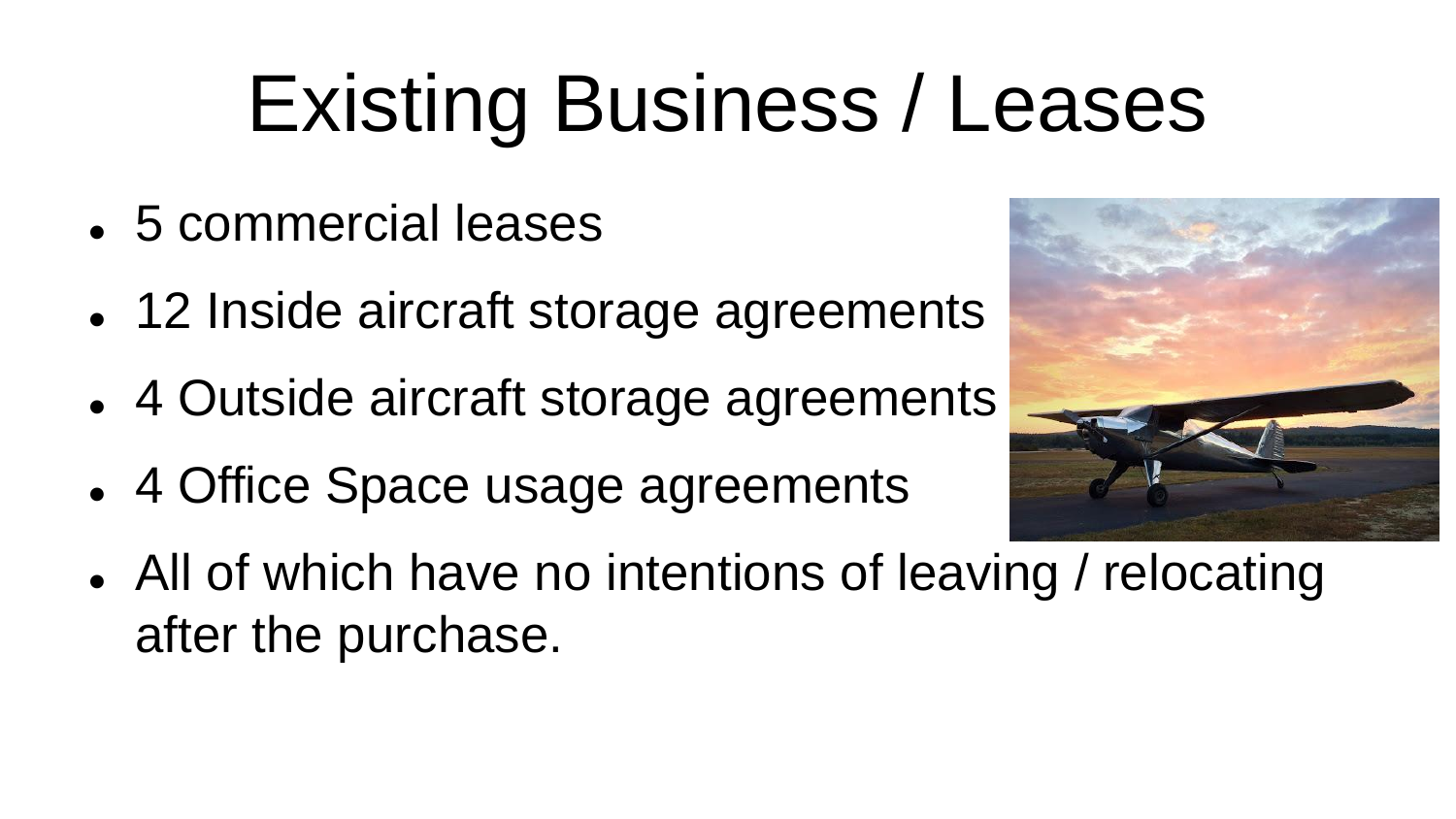# Existing Business / Leases

- 5 commercial leases
- 12 Inside aircraft storage agreements
- 4 Outside aircraft storage agreements
- 4 Office Space usage agreements
- All of which have no intentions of leaving / relocating after the purchase.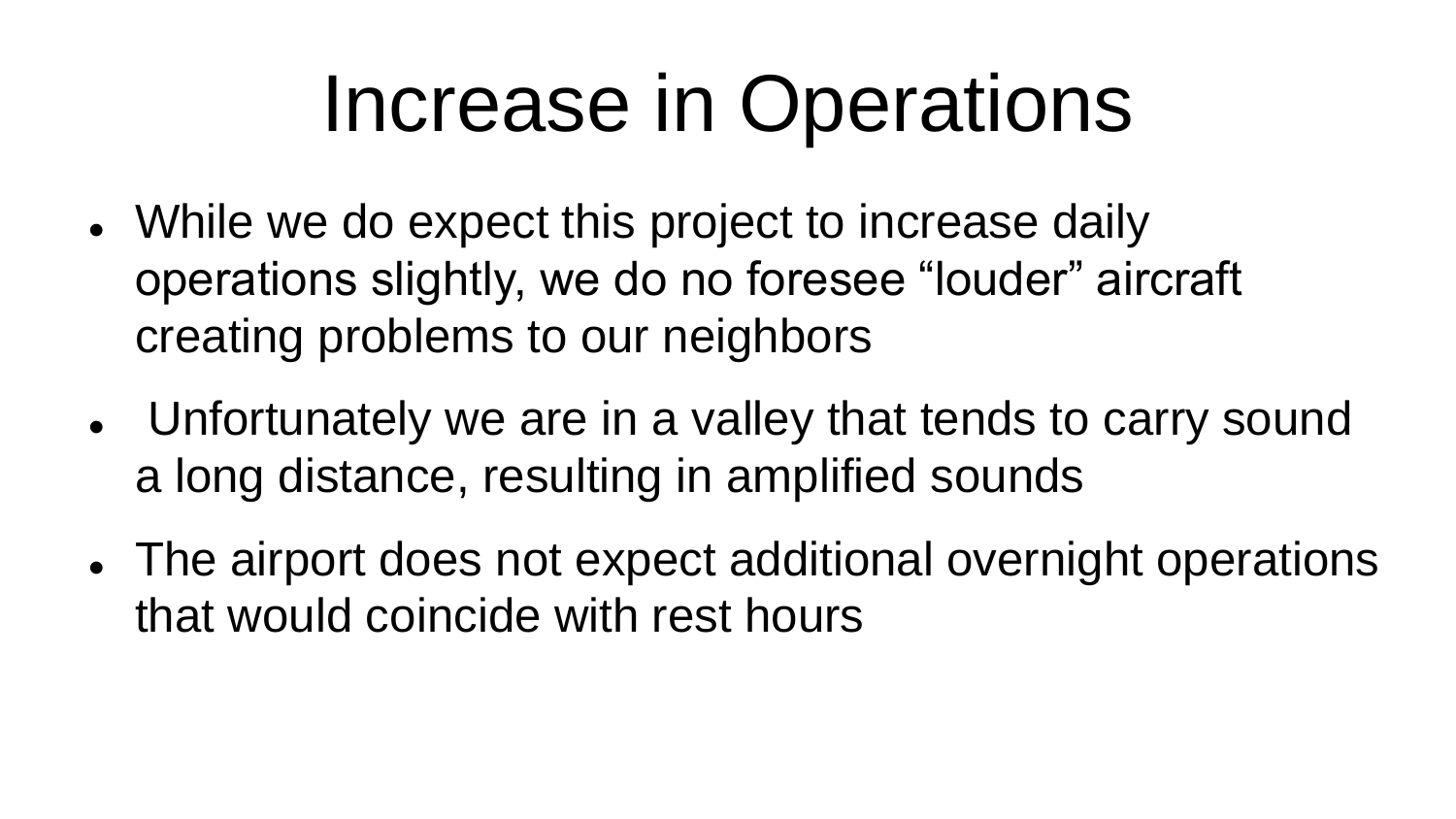# Increase in Operations

- While we do expect this project to increase daily operations slightly, we do no foresee “louder” aircraft creating problems to our neighbors
- Unfortunately we are in a valley that tends to carry sound a long distance, resulting in amplified sounds
- The airport does not expect additional overnight operations that would coincide with rest hours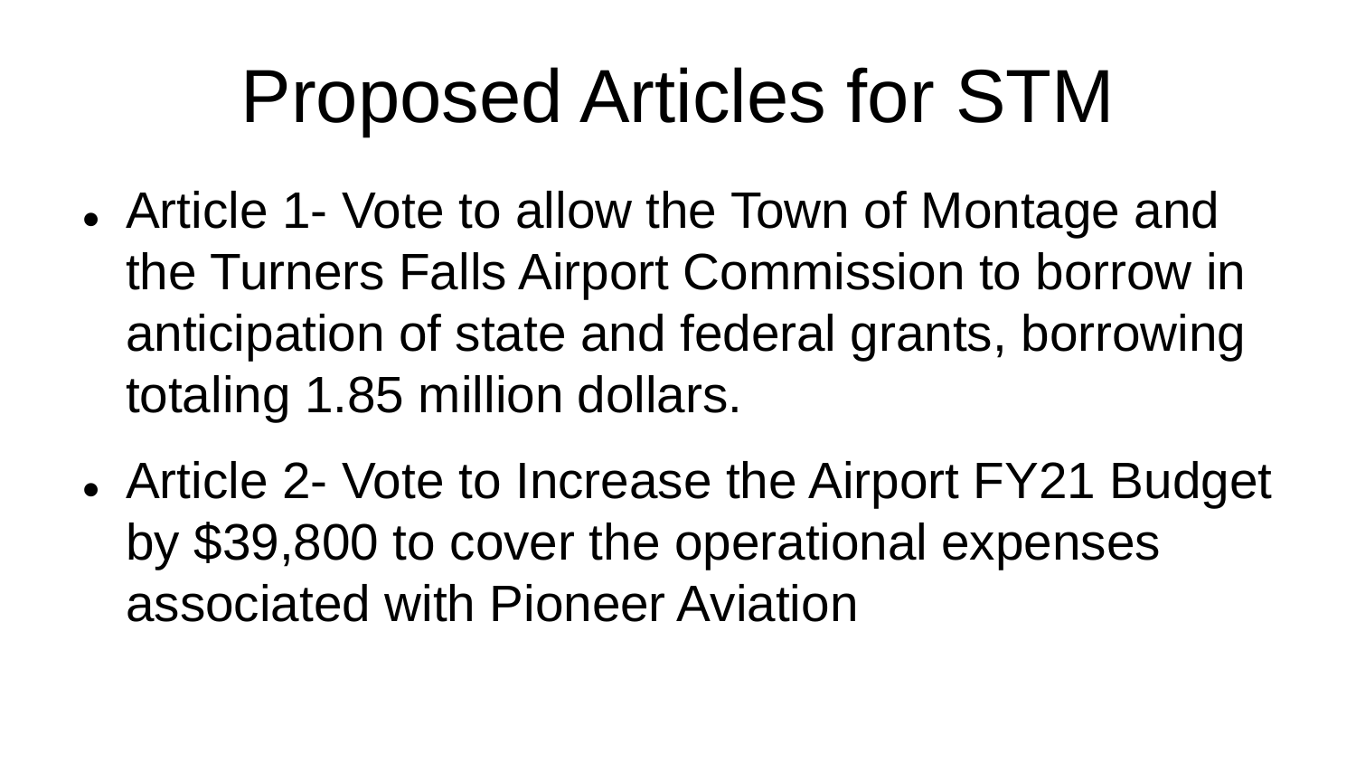# Proposed Articles for STM

- Article 1- Vote to allow the Town of Montage and the Turners Falls Airport Commission to borrow in anticipation of state and federal grants, borrowing totaling 1.85 million dollars.
- Article 2- Vote to Increase the Airport FY21 Budget by $39,800 to cover the operational expenses associated with Pioneer Aviation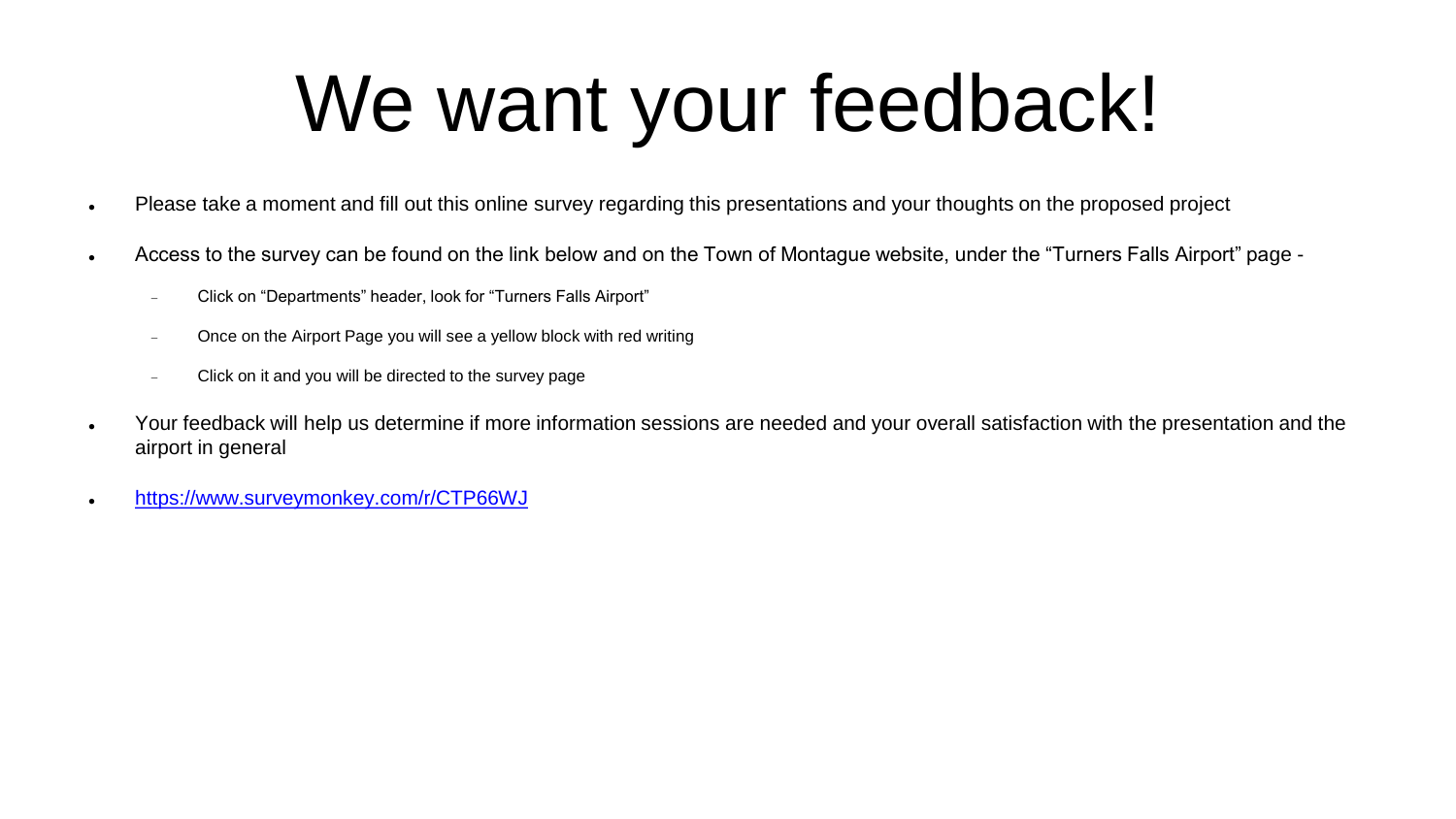# We want your feedback!

- Please take a moment and fill out this online survey regarding this presentations and your thoughts on the proposed project
- Access to the survey can be found on the link below and on the Town of Montague website, under the “Turners Falls Airport” page -
  - Click on “Departments” header, look for “Turners Falls Airport”
  - Once on the Airport Page you will see a yellow block with red writing
  - Click on it and you will be directed to the survey page
- Your feedback will help us determine if more information sessions are needed and your overall satisfaction with the presentation and the airport in general
- https://www.surveymonkey.com/r/CTP66WJ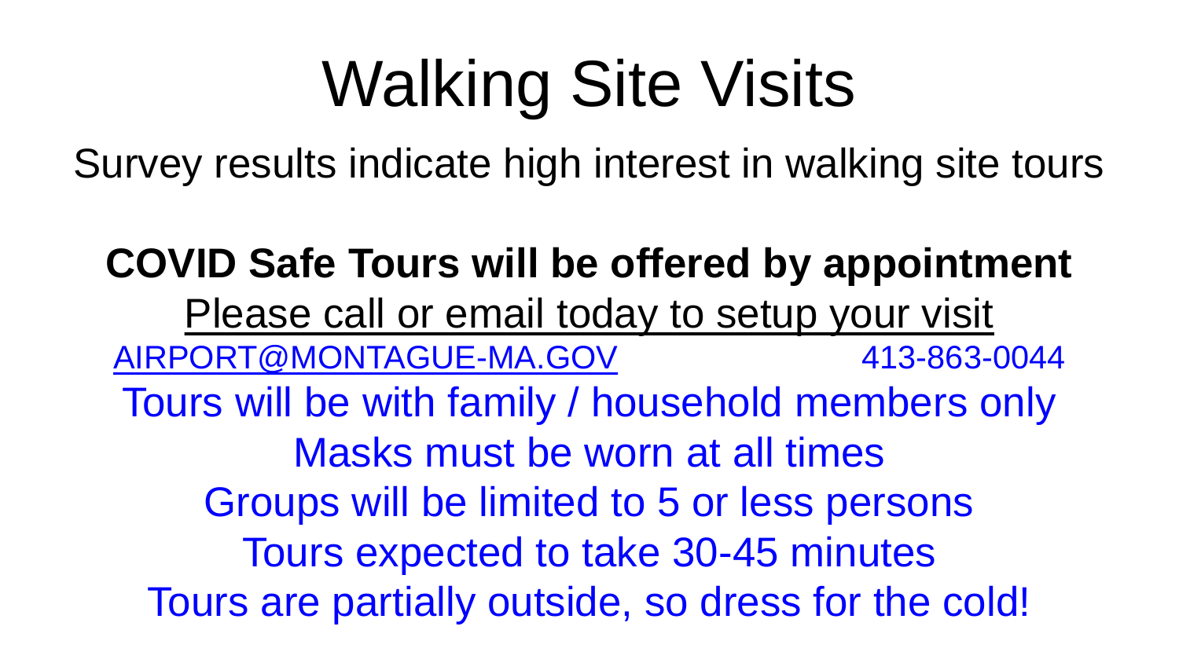# Walking Site Visits

Survey results indicate high interest in walking site tours

**COVID Safe Tours will be offered by appointment**

Please call or email today to setup your visit

AIRPORT@MONTAGUE-MA.GOV 413-863-0044

Tours will be with family / household members only

Masks must be worn at all times

Groups will be limited to 5 or less persons

Tours expected to take 30-45 minutes

Tours are partially outside, so dress for the cold!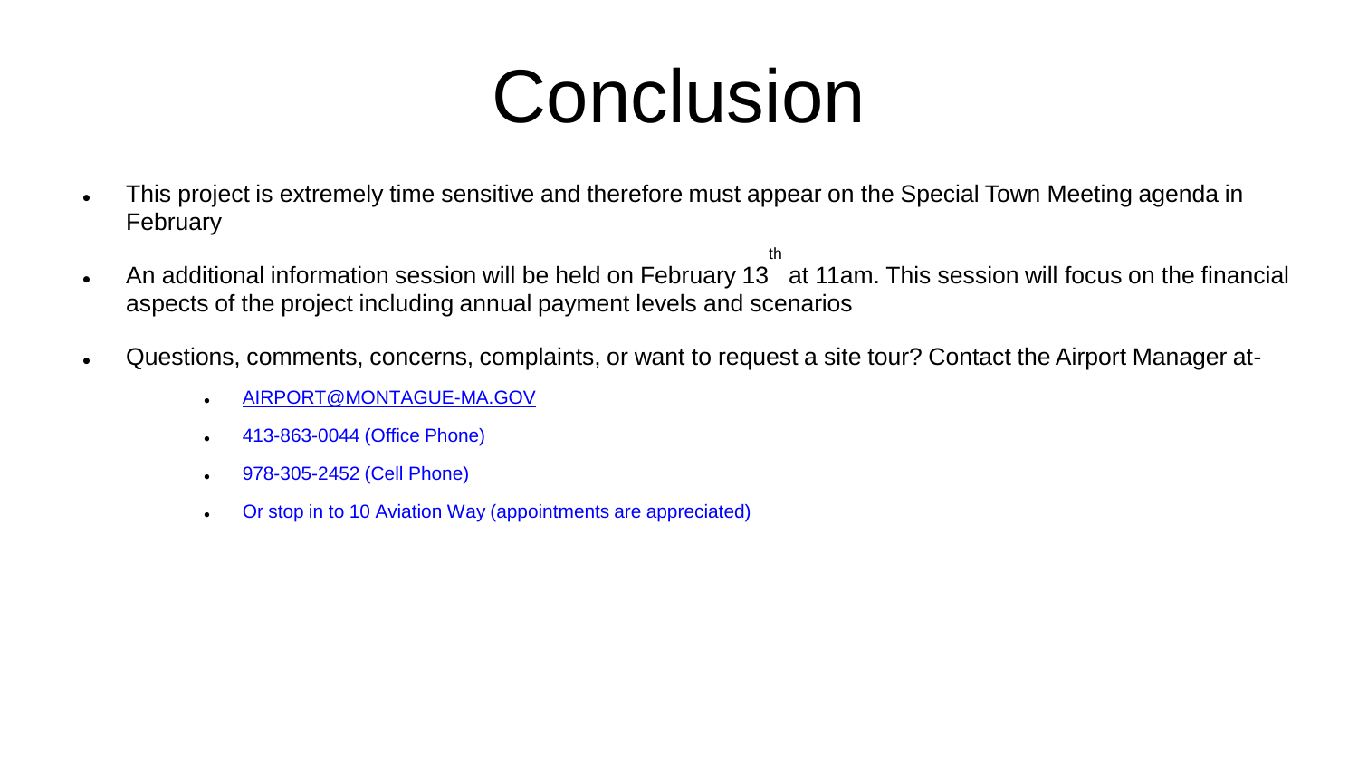# Conclusion

- This project is extremely time sensitive and therefore must appear on the Special Town Meeting agenda in February
- An additional information session will be held on February 13th at 11am. This session will focus on the financial aspects of the project including annual payment levels and scenarios
- Questions, comments, concerns, complaints, or want to request a site tour? Contact the Airport Manager at-
  - AIRPORT@MONTAGUE-MA.GOV
  - 413-863-0044 (Office Phone)
  - 978-305-2452 (Cell Phone)
  - Or stop in to 10 Aviation Way (appointments are appreciated)